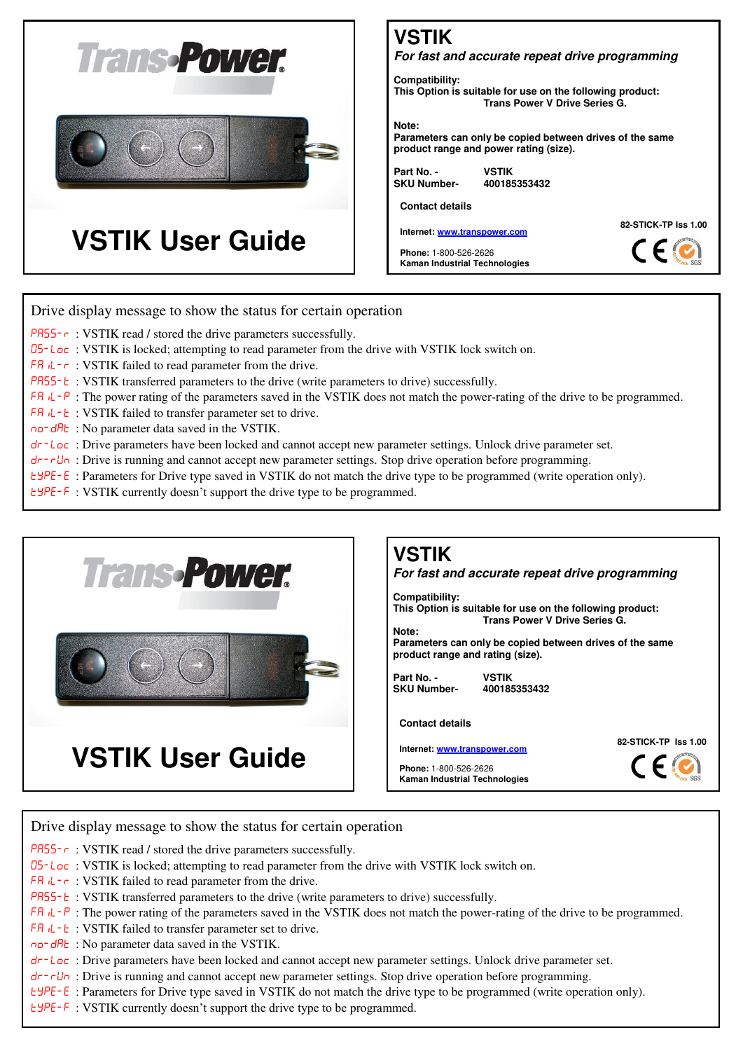Trans Power

# VSTIK User Guide

# VSTIK

*For fast and accurate repeat drive programming*

**Compatibility:**
**This Option is suitable for use on the following product:**
**Trans Power V Drive Series G.**

**Note:**
**Parameters can only be copied between drives of the same product range and power rating (size).**

**Part No. -** **VSTIK**
**SKU Number-** **400185353432**

**Contact details**

**Internet:** www.transpower.com

**Phone:** 1-800-526-2626
**Kaman Industrial Technologies**

**82-STICK-TP Iss 1.00**

CE SGS

## Drive display message to show the status for certain operation

PASS-r : VSTIK read / stored the drive parameters successfully.
0S-Loc : VSTIK is locked; attempting to read parameter from the drive with VSTIK lock switch on.
FAiL-r : VSTIK failed to read parameter from the drive.
PASS-t : VSTIK transferred parameters to the drive (write parameters to drive) successfully.
FAiL-P : The power rating of the parameters saved in the VSTIK does not match the power-rating of the drive to be programmed.
FAiL-t : VSTIK failed to transfer parameter set to drive.
no-dAt : No parameter data saved in the VSTIK.
dr-Loc : Drive parameters have been locked and cannot accept new parameter settings. Unlock drive parameter set.
dr--rUn : Drive is running and cannot accept new parameter settings. Stop drive operation before programming.
tYPE-E : Parameters for Drive type saved in VSTIK do not match the drive type to be programmed (write operation only).
tYPE-F : VSTIK currently doesn't support the drive type to be programmed.

Trans Power

# VSTIK User Guide

# VSTIK

*For fast and accurate repeat drive programming*

**Compatibility:**
**This Option is suitable for use on the following product:**
**Trans Power V Drive Series G.**

**Note:**
**Parameters can only be copied between drives of the same product range and rating (size).**

**Part No. -** **VSTIK**
**SKU Number-** **400185353432**

**Contact details**

**Internet:** www.transpower.com

**Phone:** 1-800-526-2626
**Kaman Industrial Technologies**

**82-STICK-TP Iss 1.00**

CE SGS

## Drive display message to show the status for certain operation

PASS-r : VSTIK read / stored the drive parameters successfully.
0S-Loc : VSTIK is locked; attempting to read parameter from the drive with VSTIK lock switch on.
FAiL-r : VSTIK failed to read parameter from the drive.
PASS-t : VSTIK transferred parameters to the drive (write parameters to drive) successfully.
FAiL-P : The power rating of the parameters saved in the VSTIK does not match the power-rating of the drive to be programmed.
FAiL-t : VSTIK failed to transfer parameter set to drive.
no-dAt : No parameter data saved in the VSTIK.
dr-Loc : Drive parameters have been locked and cannot accept new parameter settings. Unlock drive parameter set.
dr--rUn : Drive is running and cannot accept new parameter settings. Stop drive operation before programming.
tYPE-E : Parameters for Drive type saved in VSTIK do not match the drive type to be programmed (write operation only).
tYPE-F : VSTIK currently doesn't support the drive type to be programmed.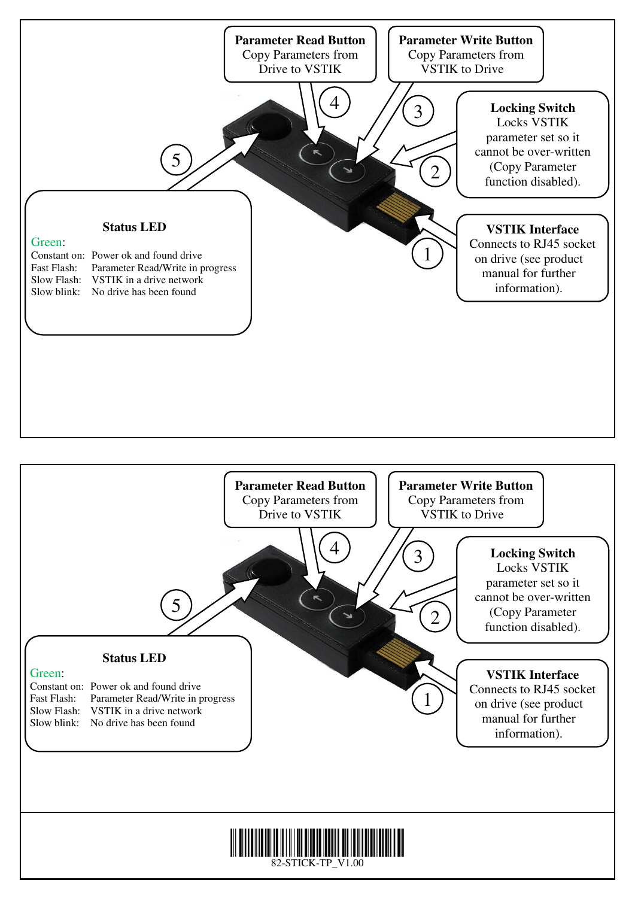**Parameter Read Button**
Copy Parameters from Drive to VSTIK

4

**Parameter Write Button**
Copy Parameters from VSTIK to Drive

3

**Locking Switch**
Locks VSTIK parameter set so it cannot be over-written (Copy Parameter function disabled).

2

5

**Status LED**

Green:

| | |
|---|---|
| Constant on: | Power ok and found drive |
| Fast Flash: | Parameter Read/Write in progress |
| Slow Flash: | VSTIK in a drive network |
| Slow blink: | No drive has been found |

**VSTIK Interface**
Connects to RJ45 socket on drive (see product manual for further information).

1

---

**Parameter Read Button**
Copy Parameters from Drive to VSTIK

4

**Parameter Write Button**
Copy Parameters from VSTIK to Drive

3

**Locking Switch**
Locks VSTIK parameter set so it cannot be over-written (Copy Parameter function disabled).

2

5

**Status LED**

Green:

| | |
|---|---|
| Constant on: | Power ok and found drive |
| Fast Flash: | Parameter Read/Write in progress |
| Slow Flash: | VSTIK in a drive network |
| Slow blink: | No drive has been found |

**VSTIK Interface**
Connects to RJ45 socket on drive (see product manual for further information).

1

82-STICK-TP_V1.00